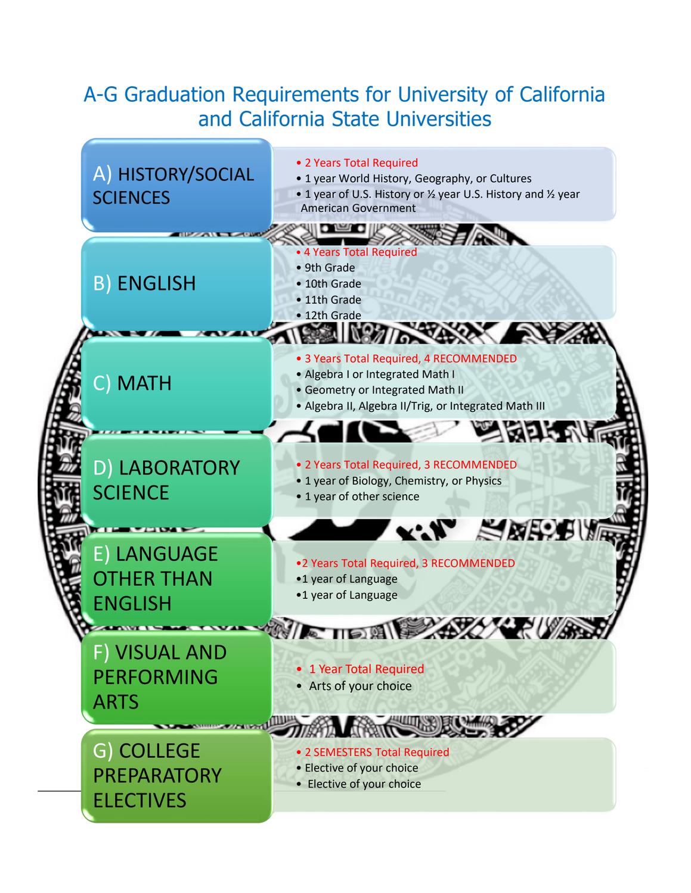# A-G Graduation Requirements for University of California and California State Universities

## A) HISTORY/SOCIAL SCIENCES

- 2 Years Total Required
- 1 year World History, Geography, or Cultures
- 1 year of U.S. History or ½ year U.S. History and ½ year American Government

## B) ENGLISH

- 4 Years Total Required
- 9th Grade
- 10th Grade
- 11th Grade
- 12th Grade

## C) MATH

- 3 Years Total Required, 4 RECOMMENDED
- Algebra I or Integrated Math I
- Geometry or Integrated Math II
- Algebra II, Algebra II/Trig, or Integrated Math III

## D) LABORATORY SCIENCE

- 2 Years Total Required, 3 RECOMMENDED
- 1 year of Biology, Chemistry, or Physics
- 1 year of other science

## E) LANGUAGE OTHER THAN ENGLISH

- 2 Years Total Required, 3 RECOMMENDED
- 1 year of Language
- 1 year of Language

## F) VISUAL AND PERFORMING ARTS

- 1 Year Total Required
- Arts of your choice

## G) COLLEGE PREPARATORY ELECTIVES

- 2 SEMESTERS Total Required
- Elective of your choice
- Elective of your choice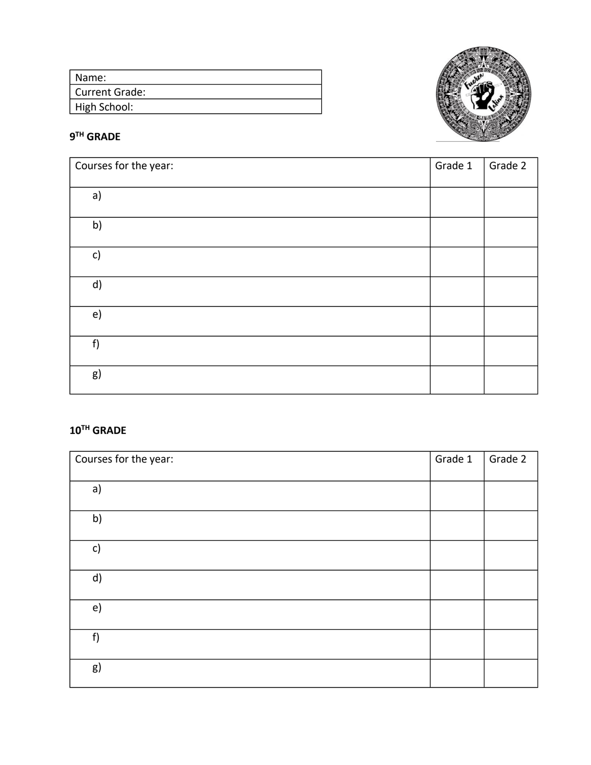| Name: |
| --- |
| Current Grade: |
| High School: |

**9TH GRADE**

| Courses for the year: | Grade 1 | Grade 2 |
| --- | --- | --- |
| a) | | |
| b) | | |
| c) | | |
| d) | | |
| e) | | |
| f) | | |
| g) | | |

**10TH GRADE**

| Courses for the year: | Grade 1 | Grade 2 |
| --- | --- | --- |
| a) | | |
| b) | | |
| c) | | |
| d) | | |
| e) | | |
| f) | | |
| g) | | |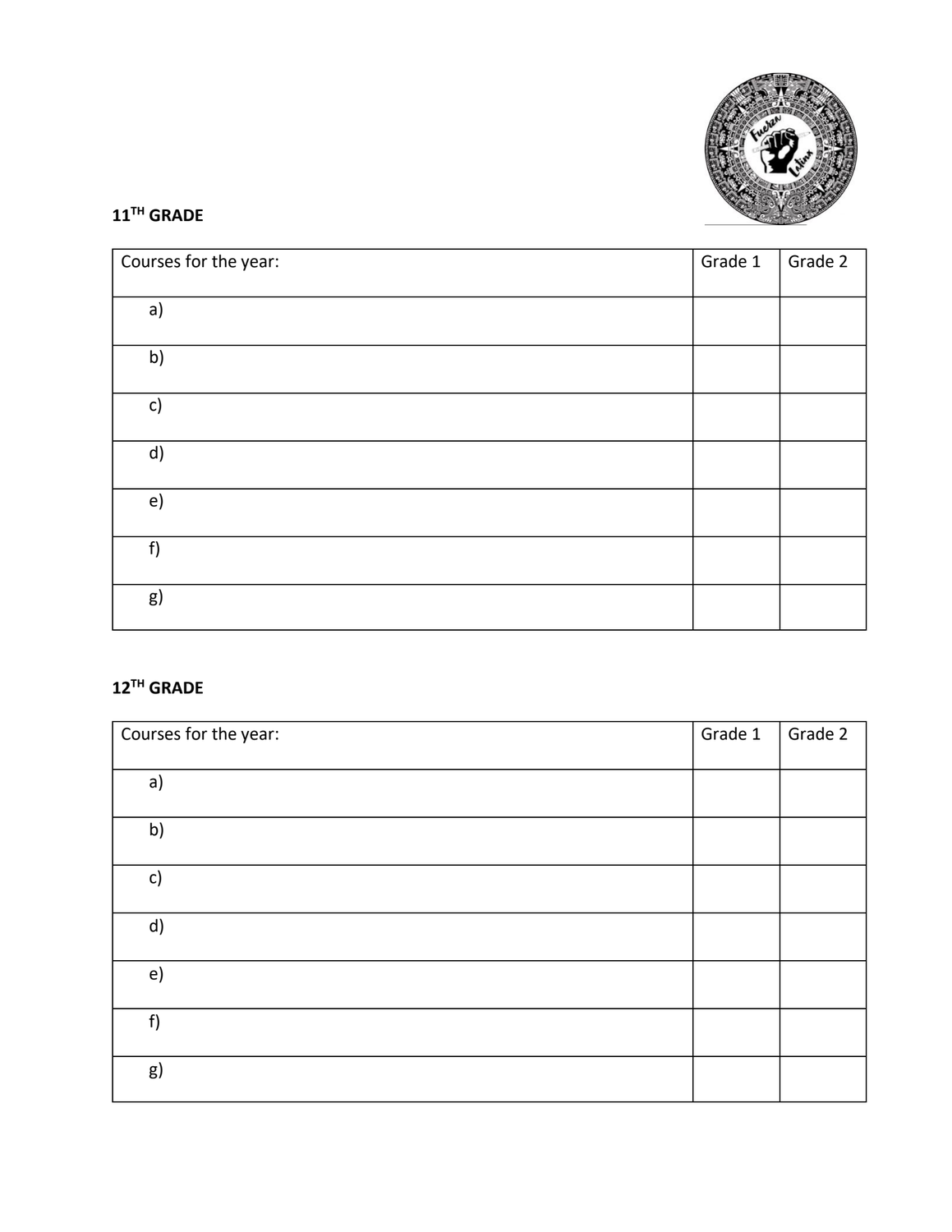**11[TH] GRADE**

| Courses for the year: | Grade 1 | Grade 2 |
|---|---|---|
| a) | | |
| b) | | |
| c) | | |
| d) | | |
| e) | | |
| f) | | |
| g) | | |

**12[TH] GRADE**

| Courses for the year: | Grade 1 | Grade 2 |
|---|---|---|
| a) | | |
| b) | | |
| c) | | |
| d) | | |
| e) | | |
| f) | | |
| g) | | |